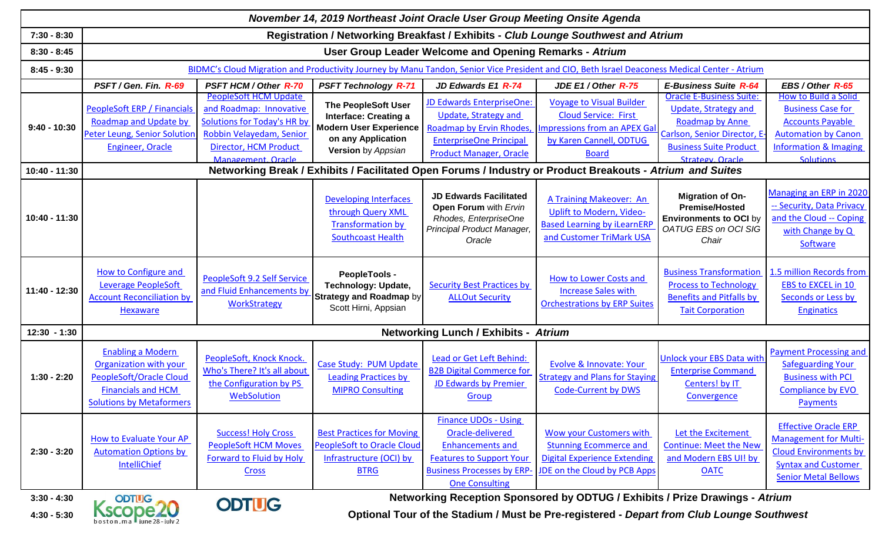# November 14, 2019 Northeast Joint Oracle User Group Meeting Onsite Agenda

| Time | PSFT / Gen. Fin. R-69 | PSFT HCM / Other R-70 | PSFT Technology R-71 | JD Edwards E1 R-74 | JDE E1 / Other R-75 | E-Business Suite R-64 | EBS / Other R-65 |
|---|---|---|---|---|---|---|---|
| 7:30 - 8:30 | **Registration / Networking Breakfast / Exhibits - *Club Lounge Southwest and Atrium*** | | | | | | |
| 8:30 - 8:45 | **User Group Leader Welcome and Opening Remarks - *Atrium*** | | | | | | |
| 8:45 - 9:30 | BIDMC's Cloud Migration and Productivity Journey by Manu Tandon, Senior Vice President and CIO, Beth Israel Deaconess Medical Center - Atrium | | | | | | |
| 9:40 - 10:30 | PeopleSoft ERP / Financials Roadmap and Update by Peter Leung, Senior Solution Engineer, Oracle | PeopleSoft HCM Update and Roadmap: Innovative Solutions for Today's HR by Robbin Velayedam, Senior Director, HCM Product Management, Oracle | **The PeopleSoft User Interface: Creating a Modern User Experience on any Application Version** by *Appsian* | JD Edwards EnterpriseOne: Update, Strategy and Roadmap by Ervin Rhodes, EnterpriseOne Principal Product Manager, Oracle | Voyage to Visual Builder Cloud Service: First Impressions from an APEX Gal by Karen Cannell, ODTUG Board | Oracle E-Business Suite: Update, Strategy and Roadmap by Anne Carlson, Senior Director, E-Business Suite Product Strategy, Oracle | How to Build a Solid Business Case for Accounts Payable Automation by Canon Information & Imaging Solutions |
| 10:40 - 11:30 | **Networking Break / Exhibits / Facilitated Open Forums / Industry or Product Breakouts - *Atrium and Suites*** | | | | | | |
| 10:40 - 11:30 | | | Developing Interfaces through Query XML Transformation by Southcoast Health | **JD Edwards Facilitated Open Forum** with *Ervin Rhodes, EnterpriseOne Principal Product Manager, Oracle* | A Training Makeover: An Uplift to Modern, Video-Based Learning by iLearnERP and Customer TriMark USA | **Migration of On-Premise/Hosted Environments to OCI** by *OATUG EBS on OCI SIG Chair* | Managing an ERP in 2020 -- Security, Data Privacy and the Cloud -- Coping with Change by Q Software |
| 11:40 - 12:30 | How to Configure and Leverage PeopleSoft Account Reconciliation by Hexaware | PeopleSoft 9.2 Self Service and Fluid Enhancements by WorkStrategy | **PeopleTools - Technology: Update, Strategy and Roadmap** by Scott Hirni, Appsian | Security Best Practices by ALLOut Security | How to Lower Costs and Increase Sales with Orchestrations by ERP Suites | Business Transformation Process to Technology Benefits and Pitfalls by Tait Corporation | 1.5 million Records from EBS to EXCEL in 10 Seconds or Less by Enginatics |
| 12:30 - 1:30 | **Networking Lunch / Exhibits - *Atrium*** | | | | | | |
| 1:30 - 2:20 | Enabling a Modern Organization with your PeopleSoft/Oracle Cloud Financials and HCM Solutions by Metaformers | PeopleSoft, Knock Knock. Who's There? It's all about the Configuration by PS WebSolution | Case Study: PUM Update Leading Practices by MIPRO Consulting | Lead or Get Left Behind: B2B Digital Commerce for JD Edwards by Premier Group | Evolve & Innovate: Your Strategy and Plans for Staying Code-Current by DWS | Unlock your EBS Data with Enterprise Command Centers! by IT Convergence | Payment Processing and Safeguarding Your Business with PCI Compliance by EVO Payments |
| 2:30 - 3:20 | How to Evaluate Your AP Automation Options by IntelliChief | Success! Holy Cross PeopleSoft HCM Moves Forward to Fluid by Holy Cross | Best Practices for Moving PeopleSoft to Oracle Cloud Infrastructure (OCI) by BTRG | Finance UDOs - Using Oracle-delivered Enhancements and Features to Support Your Business Processes by ERP-One Consulting | Wow your Customers with Stunning Ecommerce and Digital Experience Extending JDE on the Cloud by PCB Apps | Let the Excitement Continue: Meet the New and Modern EBS UI! by OATC | Effective Oracle ERP Management for Multi-Cloud Environments by Syntax and Customer Senior Metal Bellows |
| 3:30 - 4:30 | **Networking Reception Sponsored by ODTUG / Exhibits / Prize Drawings - *Atrium*** | | | | | | |
| 4:30 - 5:30 | **Optional Tour of the Stadium / Must be Pre-registered - *Depart from Club Lounge Southwest*** | | | | | | |

ODTUG Kscope20 boston, ma june 28 - july 2

ODTUG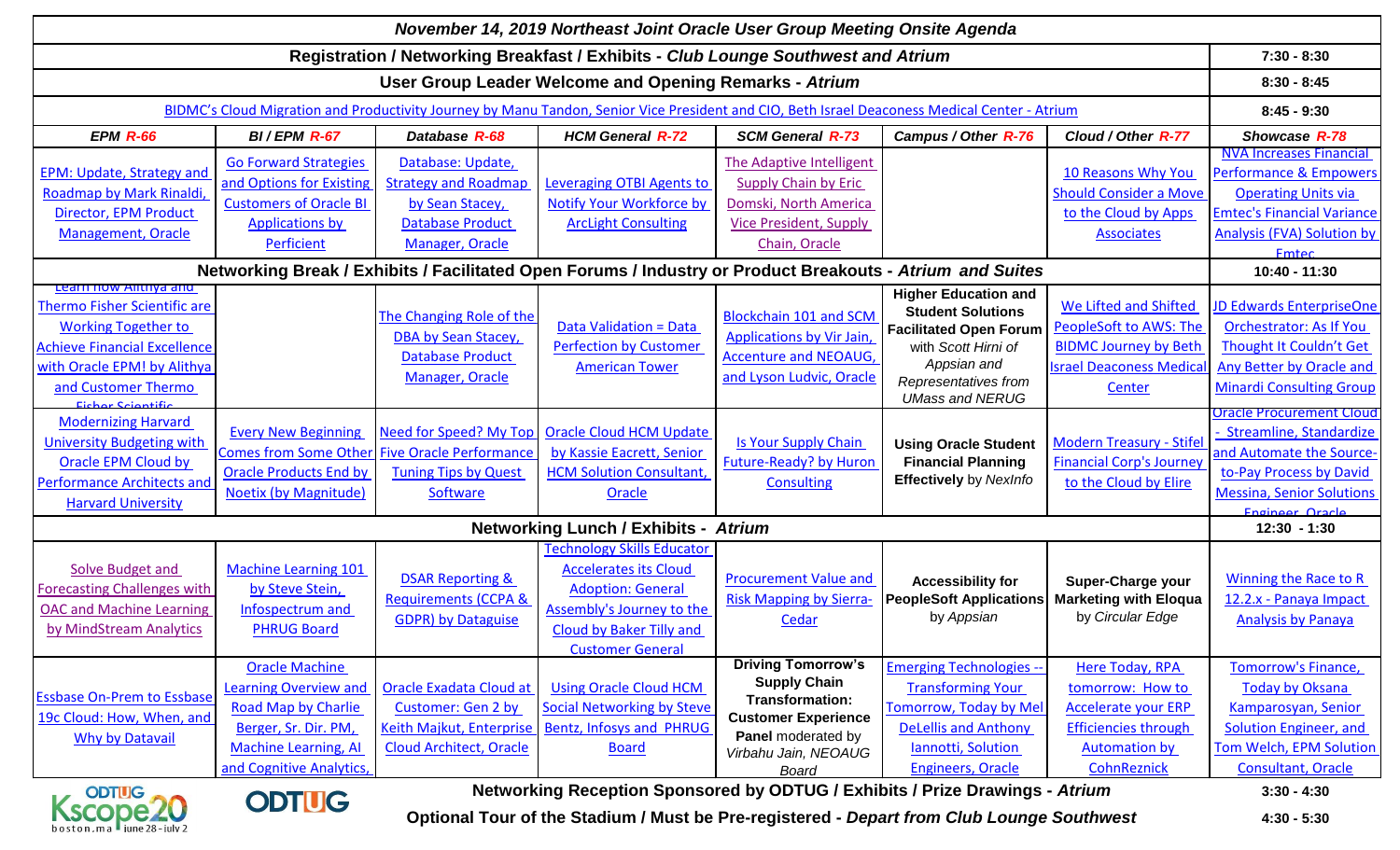# November 14, 2019 Northeast Joint Oracle User Group Meeting Onsite Agenda

| | | | | | | | | |
|---|---|---|---|---|---|---|---|---|
| **Registration / Networking Breakfast / Exhibits - *Club Lounge Southwest and Atrium*** | | | | | | | | **7:30 - 8:30** |
| **User Group Leader Welcome and Opening Remarks - *Atrium*** | | | | | | | | **8:30 - 8:45** |
| BIDMC's Cloud Migration and Productivity Journey by Manu Tandon, Senior Vice President and CIO, Beth Israel Deaconess Medical Center - Atrium | | | | | | | | **8:45 - 9:30** |
| ***EPM R-66*** | ***BI / EPM R-67*** | ***Database R-68*** | ***HCM General R-72*** | ***SCM General R-73*** | ***Campus / Other R-76*** | ***Cloud / Other R-77*** | ***Showcase R-78*** | |
| EPM: Update, Strategy and Roadmap by Mark Rinaldi, Director, EPM Product Management, Oracle | Go Forward Strategies and Options for Existing Customers of Oracle BI Applications by Perficient | Database: Update, Strategy and Roadmap by Sean Stacey, Database Product Manager, Oracle | Leveraging OTBI Agents to Notify Your Workforce by ArcLight Consulting | The Adaptive Intelligent Supply Chain by Eric Domski, North America Vice President, Supply Chain, Oracle | | 10 Reasons Why You Should Consider a Move to the Cloud by Apps Associates | NVA Increases Financial Performance & Empowers Operating Units via Emtec's Financial Variance Analysis (FVA) Solution by Emtec | |
| **Networking Break / Exhibits / Facilitated Open Forums / Industry or Product Breakouts - *Atrium and Suites*** | | | | | | | | **10:40 - 11:30** |
| Learn How Alithya and Thermo Fisher Scientific are Working Together to Achieve Financial Excellence with Oracle EPM! by Alithya and Customer Thermo Fisher Scientific | | The Changing Role of the DBA by Sean Stacey, Database Product Manager, Oracle | Data Validation = Data Perfection by Customer American Tower | Blockchain 101 and SCM Applications by Vir Jain, Accenture and NEOAUG, and Lyson Ludvic, Oracle | **Higher Education and Student Solutions Facilitated Open Forum** with *Scott Hirni of Appsian and Representatives from UMass and NERUG* | We Lifted and Shifted PeopleSoft to AWS: The BIDMC Journey by Beth Israel Deaconess Medical Center | JD Edwards EnterpriseOne Orchestrator: As If You Thought It Couldn't Get Any Better by Oracle and Minardi Consulting Group | |
| Modernizing Harvard University Budgeting with Oracle EPM Cloud by Performance Architects and Harvard University | Every New Beginning Comes from Some Other Oracle Products End by Noetix (by Magnitude) | Need for Speed? My Top Five Oracle Performance Tuning Tips by Quest Software | Oracle Cloud HCM Update by Kassie Eacrett, Senior HCM Solution Consultant, Oracle | Is Your Supply Chain Future-Ready? by Huron Consulting | **Using Oracle Student Financial Planning Effectively** by *NexInfo* | Modern Treasury - Stifel Financial Corp's Journey to the Cloud by Elire | Oracle Procurement Cloud - Streamline, Standardize and Automate the Source-to-Pay Process by David Messina, Senior Solutions Engineer, Oracle | |
| **Networking Lunch / Exhibits - *Atrium*** | | | | | | | | **12:30 - 1:30** |
| Solve Budget and Forecasting Challenges with OAC and Machine Learning by MindStream Analytics | Machine Learning 101 by Steve Stein, Infospectrum and PHRUG Board | DSAR Reporting & Requirements (CCPA & GDPR) by Dataguise | Technology Skills Educator Accelerates its Cloud Adoption: General Assembly's Journey to the Cloud by Baker Tilly and Customer General | Procurement Value and Risk Mapping by Sierra-Cedar | **Accessibility for PeopleSoft Applications** by *Appsian* | **Super-Charge your Marketing with Eloqua** by *Circular Edge* | Winning the Race to R 12.2.x - Panaya Impact Analysis by Panaya | |
| Essbase On-Prem to Essbase 19c Cloud: How, When, and Why by Datavail | Oracle Machine Learning Overview and Road Map by Charlie Berger, Sr. Dir. PM, Machine Learning, AI and Cognitive Analytics, | Oracle Exadata Cloud at Customer: Gen 2 by Keith Majkut, Enterprise Cloud Architect, Oracle | Using Oracle Cloud HCM Social Networking by Steve Bentz, Infosys and PHRUG Board | **Driving Tomorrow's Supply Chain Transformation: Customer Experience Panel** moderated by *Virbahu Jain, NEOAUG Board* | Emerging Technologies -- Transforming Your Tomorrow, Today by Mel DeLellis and Anthony Iannotti, Solution Engineers, Oracle | Here Today, RPA tomorrow: How to Accelerate your ERP Efficiencies through Automation by CohnReznick | Tomorrow's Finance, Today by Oksana Kamparosyan, Senior Solution Engineer, and Tom Welch, EPM Solution Consultant, Oracle | |
| **Networking Reception Sponsored by ODTUG / Exhibits / Prize Drawings - *Atrium*** | | | | | | | | **3:30 - 4:30** |
| **Optional Tour of the Stadium / Must be Pre-registered - *Depart from Club Lounge Southwest*** | | | | | | | | **4:30 - 5:30** |

ODTUG Kscope20 boston.ma june 28 - july 2

ODTUG